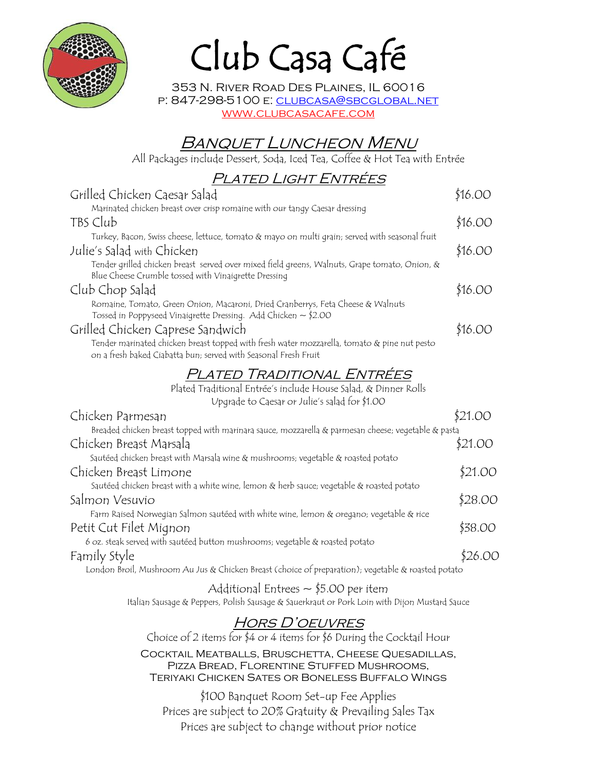# Club Casa Café

353 N. River Road Des Plaines, IL 60016
P: 847-298-5100 E: clubcasa@sbcglobal.net
www.clubcasacafe.com

## Banquet Luncheon Menu

All Packages include Dessert, Soda, Iced Tea, Coffee & Hot Tea with Entrée

### Plated Light Entrées

**Grilled Chicken Caesar Salad** — $16.00
Marinated chicken breast over crisp romaine with our tangy Caesar dressing

**TBS Club** — $16.00
Turkey, Bacon, Swiss cheese, lettuce, tomato & mayo on multi grain; served with seasonal fruit

**Julie's Salad with Chicken** — $16.00
Tender grilled chicken breast served over mixed field greens, Walnuts, Grape tomato, Onion, & Blue Cheese Crumble tossed with Vinaigrette Dressing

**Club Chop Salad** — $16.00
Romaine, Tomato, Green Onion, Macaroni, Dried Cranberrys, Feta Cheese & Walnuts Tossed in Poppyseed Vinaigrette Dressing. Add Chicken ~ $2.00

**Grilled Chicken Caprese Sandwich** — $16.00
Tender marinated chicken breast topped with fresh water mozzarella, tomato & pine nut pesto on a fresh baked Ciabatta bun; served with Seasonal Fresh Fruit

### Plated Traditional Entrées

Plated Traditional Entrée's include House Salad, & Dinner Rolls
Upgrade to Caesar or Julie's salad for $1.00

**Chicken Parmesan** — $21.00
Breaded chicken breast topped with marinara sauce, mozzarella & parmesan cheese; vegetable & pasta

**Chicken Breast Marsala** — $21.00
Sautéed chicken breast with Marsala wine & mushrooms; vegetable & roasted potato

**Chicken Breast Limone** — $21.00
Sautéed chicken breast with a white wine, lemon & herb sauce; vegetable & roasted potato

**Salmon Vesuvio** — $28.00
Farm Raised Norwegian Salmon sautéed with white wine, lemon & oregano; vegetable & rice

**Petit Cut Filet Mignon** — $38.00
6 oz. steak served with sautéed button mushrooms; vegetable & roasted potato

**Family Style** — $26.00
London Broil, Mushroom Au Jus & Chicken Breast (choice of preparation); vegetable & roasted potato

Additional Entrees ~ $5.00 per item
Italian Sausage & Peppers, Polish Sausage & Sauerkraut or Pork Loin with Dijon Mustard Sauce

### Hors D'oeuvres

Choice of 2 items for $4 or 4 items for $6 During the Cocktail Hour

Cocktail Meatballs, Bruschetta, Cheese Quesadillas, Pizza Bread, Florentine Stuffed Mushrooms, Teriyaki Chicken Sates or Boneless Buffalo Wings

$100 Banquet Room Set-up Fee Applies
Prices are subject to 20% Gratuity & Prevailing Sales Tax
Prices are subject to change without prior notice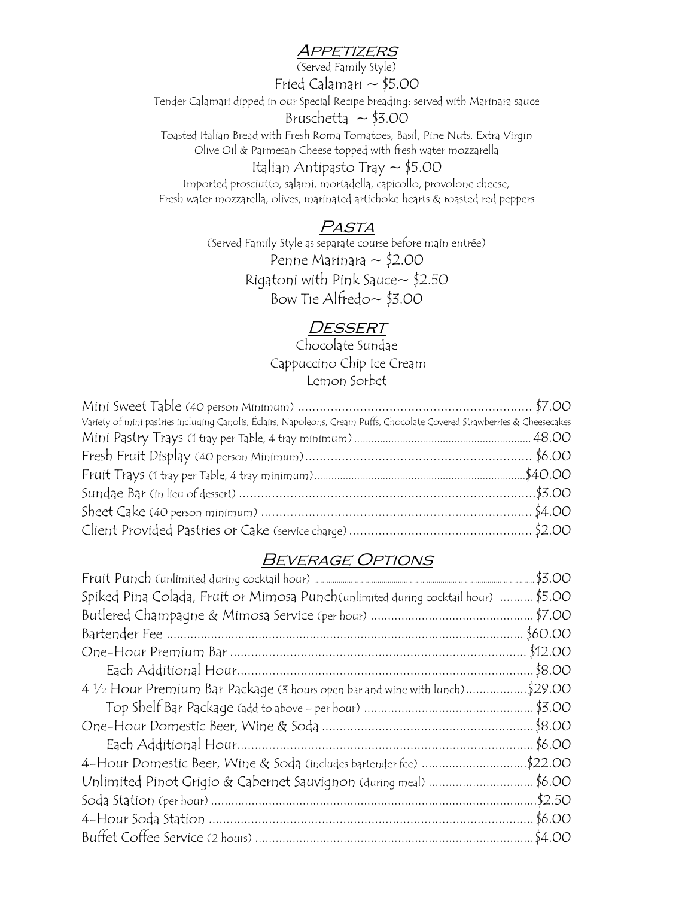## Appetizers

(Served Family Style)

Fried Calamari ~ $5.00

Tender Calamari dipped in our Special Recipe breading; served with Marinara sauce

Bruschetta ~ $3.00

Toasted Italian Bread with Fresh Roma Tomatoes, Basil, Pine Nuts, Extra Virgin Olive Oil & Parmesan Cheese topped with fresh water mozzarella

Italian Antipasto Tray ~ $5.00

Imported prosciutto, salami, mortadella, capicollo, provolone cheese, Fresh water mozzarella, olives, marinated artichoke hearts & roasted red peppers

## Pasta

(Served Family Style as separate course before main entrée)

Penne Marinara ~ $2.00

Rigatoni with Pink Sauce~ $2.50

Bow Tie Alfredo~ $3.00

## Dessert

Chocolate Sundae

Cappuccino Chip Ice Cream

Lemon Sorbet

Mini Sweet Table (40 person Minimum) ..... $7.00

Variety of mini pastries including Canolis, Éclairs, Napoleons, Cream Puffs, Chocolate Covered Strawberries & Cheesecakes

Mini Pastry Trays (1 tray per Table, 4 tray minimum) ..... 48.00

Fresh Fruit Display (40 person Minimum) ..... $6.00

Fruit Trays (1 tray per Table, 4 tray minimum) ..... $40.00

Sundae Bar (in lieu of dessert) ..... $3.00

Sheet Cake (40 person minimum) ..... $4.00

Client Provided Pastries or Cake (service charge) ..... $2.00

## Beverage Options

Fruit Punch (unlimited during cocktail hour) ..... $3.00

Spiked Pina Colada, Fruit or Mimosa Punch (unlimited during cocktail hour) ..... $5.00

Butlered Champagne & Mimosa Service (per hour) ..... $7.00

Bartender Fee ..... $60.00

One-Hour Premium Bar ..... $12.00

Each Additional Hour ..... $8.00

4 ½ Hour Premium Bar Package (3 hours open bar and wine with lunch) ..... $29.00

Top Shelf Bar Package (add to above – per hour) ..... $3.00

One-Hour Domestic Beer, Wine & Soda ..... $8.00

Each Additional Hour ..... $6.00

4-Hour Domestic Beer, Wine & Soda (includes bartender fee) ..... $22.00

Unlimited Pinot Grigio & Cabernet Sauvignon (during meal) ..... $6.00

Soda Station (per hour) ..... $2.50

4-Hour Soda Station ..... $6.00

Buffet Coffee Service (2 hours) ..... $4.00